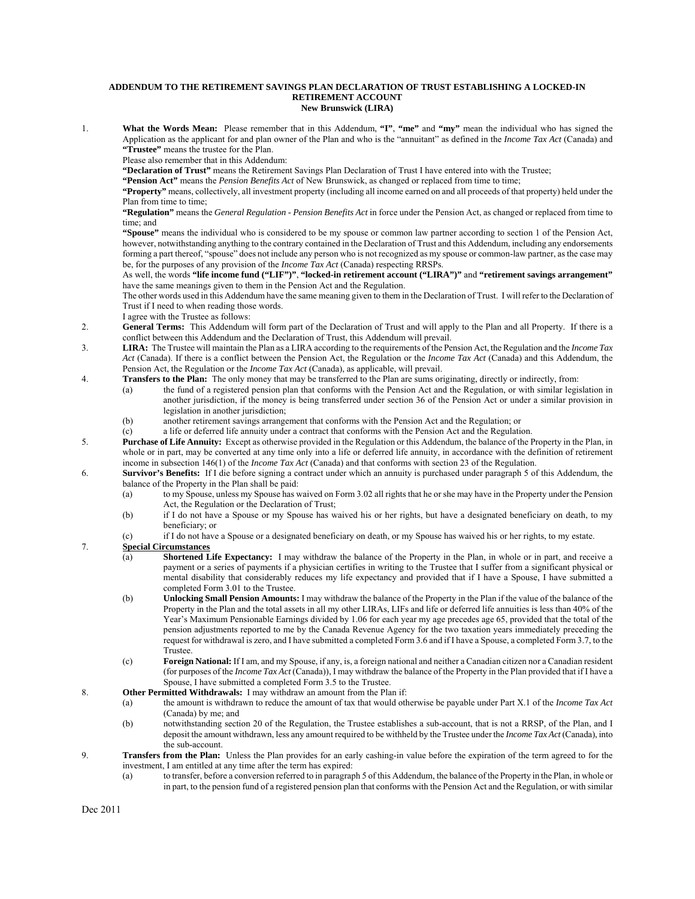**ADDENDUM TO THE RETIREMENT SAVINGS PLAN DECLARATION OF TRUST ESTABLISHING A LOCKED-IN RETIREMENT ACCOUNT**
**New Brunswick (LIRA)**

1. **What the Words Mean:** Please remember that in this Addendum, **"I"**, **"me"** and **"my"** mean the individual who has signed the Application as the applicant for and plan owner of the Plan and who is the "annuitant" as defined in the *Income Tax Act* (Canada) and **"Trustee"** means the trustee for the Plan.

   Please also remember that in this Addendum:

   **"Declaration of Trust"** means the Retirement Savings Plan Declaration of Trust I have entered into with the Trustee;

   **"Pension Act"** means the *Pension Benefits Act* of New Brunswick, as changed or replaced from time to time;

   **"Property"** means, collectively, all investment property (including all income earned on and all proceeds of that property) held under the Plan from time to time;

   **"Regulation"** means the *General Regulation - Pension Benefits Act* in force under the Pension Act, as changed or replaced from time to time; and

   **"Spouse"** means the individual who is considered to be my spouse or common law partner according to section 1 of the Pension Act, however, notwithstanding anything to the contrary contained in the Declaration of Trust and this Addendum, including any endorsements forming a part thereof, "spouse" does not include any person who is not recognized as my spouse or common-law partner, as the case may be, for the purposes of any provision of the *Income Tax Act* (Canada) respecting RRSPs.

   As well, the words **"life income fund ("LIF")"**, **"locked-in retirement account ("LIRA")"** and **"retirement savings arrangement"** have the same meanings given to them in the Pension Act and the Regulation.

   The other words used in this Addendum have the same meaning given to them in the Declaration of Trust. I will refer to the Declaration of Trust if I need to when reading those words.

   I agree with the Trustee as follows:

2. **General Terms:** This Addendum will form part of the Declaration of Trust and will apply to the Plan and all Property. If there is a conflict between this Addendum and the Declaration of Trust, this Addendum will prevail.

3. **LIRA:** The Trustee will maintain the Plan as a LIRA according to the requirements of the Pension Act, the Regulation and the *Income Tax Act* (Canada). If there is a conflict between the Pension Act, the Regulation or the *Income Tax Act* (Canada) and this Addendum, the Pension Act, the Regulation or the *Income Tax Act* (Canada), as applicable, will prevail.

4. **Transfers to the Plan:** The only money that may be transferred to the Plan are sums originating, directly or indirectly, from:
   (a) the fund of a registered pension plan that conforms with the Pension Act and the Regulation, or with similar legislation in another jurisdiction, if the money is being transferred under section 36 of the Pension Act or under a similar provision in legislation in another jurisdiction;
   (b) another retirement savings arrangement that conforms with the Pension Act and the Regulation; or
   (c) a life or deferred life annuity under a contract that conforms with the Pension Act and the Regulation.

5. **Purchase of Life Annuity:** Except as otherwise provided in the Regulation or this Addendum, the balance of the Property in the Plan, in whole or in part, may be converted at any time only into a life or deferred life annuity, in accordance with the definition of retirement income in subsection 146(1) of the *Income Tax Act* (Canada) and that conforms with section 23 of the Regulation.

6. **Survivor's Benefits:** If I die before signing a contract under which an annuity is purchased under paragraph 5 of this Addendum, the balance of the Property in the Plan shall be paid:
   (a) to my Spouse, unless my Spouse has waived on Form 3.02 all rights that he or she may have in the Property under the Pension Act, the Regulation or the Declaration of Trust;
   (b) if I do not have a Spouse or my Spouse has waived his or her rights, but have a designated beneficiary on death, to my beneficiary; or
   (c) if I do not have a Spouse or a designated beneficiary on death, or my Spouse has waived his or her rights, to my estate.

7. **Special Circumstances**
   (a) **Shortened Life Expectancy:** I may withdraw the balance of the Property in the Plan, in whole or in part, and receive a payment or a series of payments if a physician certifies in writing to the Trustee that I suffer from a significant physical or mental disability that considerably reduces my life expectancy and provided that if I have a Spouse, I have submitted a completed Form 3.01 to the Trustee.
   (b) **Unlocking Small Pension Amounts:** I may withdraw the balance of the Property in the Plan if the value of the balance of the Property in the Plan and the total assets in all my other LIRAs, LIFs and life or deferred life annuities is less than 40% of the Year's Maximum Pensionable Earnings divided by 1.06 for each year my age precedes age 65, provided that the total of the pension adjustments reported to me by the Canada Revenue Agency for the two taxation years immediately preceding the request for withdrawal is zero, and I have submitted a completed Form 3.6 and if I have a Spouse, a completed Form 3.7, to the Trustee.
   (c) **Foreign National:** If I am, and my Spouse, if any, is, a foreign national and neither a Canadian citizen nor a Canadian resident (for purposes of the *Income Tax Act* (Canada)), I may withdraw the balance of the Property in the Plan provided that if I have a Spouse, I have submitted a completed Form 3.5 to the Trustee.

8. **Other Permitted Withdrawals:** I may withdraw an amount from the Plan if:
   (a) the amount is withdrawn to reduce the amount of tax that would otherwise be payable under Part X.1 of the *Income Tax Act* (Canada) by me; and
   (b) notwithstanding section 20 of the Regulation, the Trustee establishes a sub-account, that is not a RRSP, of the Plan, and I deposit the amount withdrawn, less any amount required to be withheld by the Trustee under the *Income Tax Act* (Canada), into the sub-account.

9. **Transfers from the Plan:** Unless the Plan provides for an early cashing-in value before the expiration of the term agreed to for the investment, I am entitled at any time after the term has expired:
   (a) to transfer, before a conversion referred to in paragraph 5 of this Addendum, the balance of the Property in the Plan, in whole or in part, to the pension fund of a registered pension plan that conforms with the Pension Act and the Regulation, or with similar

Dec 2011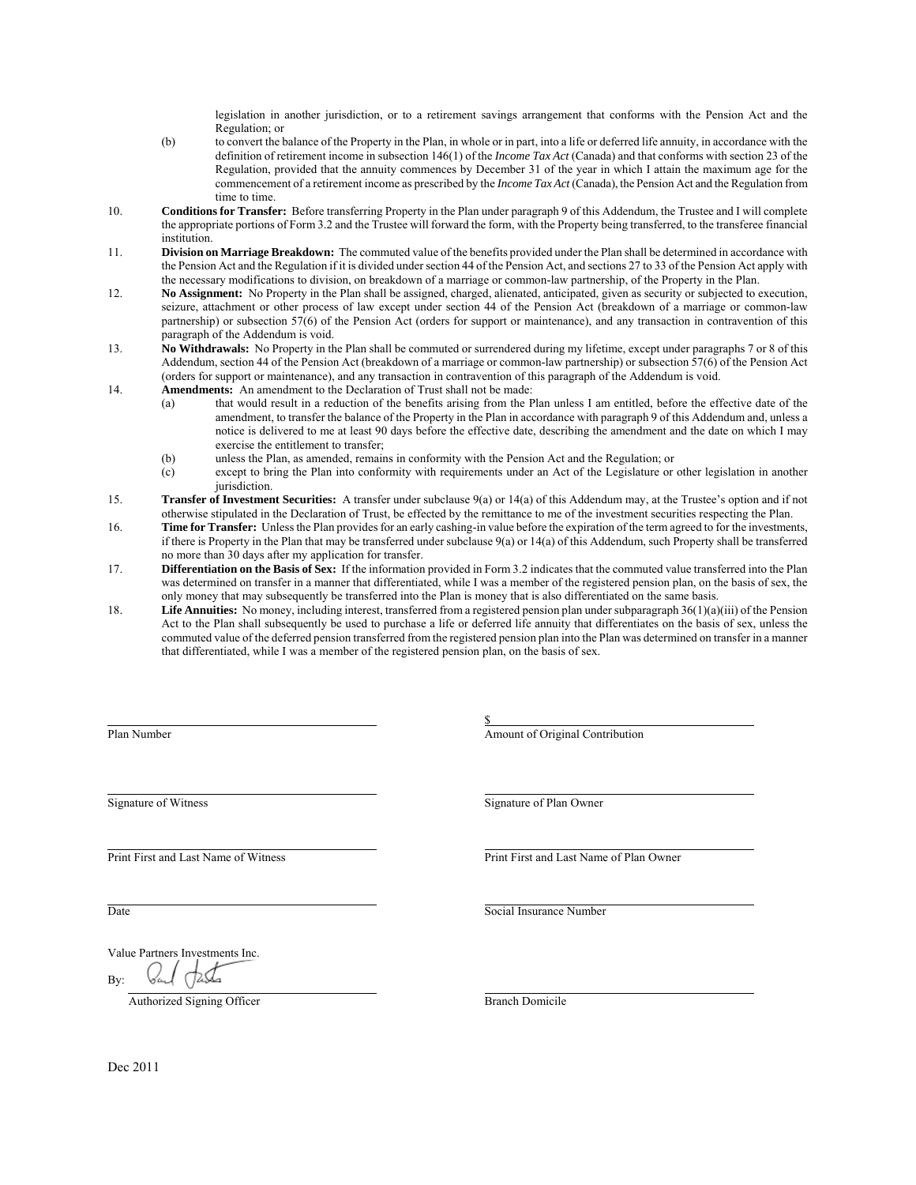legislation in another jurisdiction, or to a retirement savings arrangement that conforms with the Pension Act and the Regulation; or

(b) to convert the balance of the Property in the Plan, in whole or in part, into a life or deferred life annuity, in accordance with the definition of retirement income in subsection 146(1) of the *Income Tax Act* (Canada) and that conforms with section 23 of the Regulation, provided that the annuity commences by December 31 of the year in which I attain the maximum age for the commencement of a retirement income as prescribed by the *Income Tax Act* (Canada), the Pension Act and the Regulation from time to time.

10. **Conditions for Transfer:** Before transferring Property in the Plan under paragraph 9 of this Addendum, the Trustee and I will complete the appropriate portions of Form 3.2 and the Trustee will forward the form, with the Property being transferred, to the transferee financial institution.

11. **Division on Marriage Breakdown:** The commuted value of the benefits provided under the Plan shall be determined in accordance with the Pension Act and the Regulation if it is divided under section 44 of the Pension Act, and sections 27 to 33 of the Pension Act apply with the necessary modifications to division, on breakdown of a marriage or common-law partnership, of the Property in the Plan.

12. **No Assignment:** No Property in the Plan shall be assigned, charged, alienated, anticipated, given as security or subjected to execution, seizure, attachment or other process of law except under section 44 of the Pension Act (breakdown of a marriage or common-law partnership) or subsection 57(6) of the Pension Act (orders for support or maintenance), and any transaction in contravention of this paragraph of the Addendum is void.

13. **No Withdrawals:** No Property in the Plan shall be commuted or surrendered during my lifetime, except under paragraphs 7 or 8 of this Addendum, section 44 of the Pension Act (breakdown of a marriage or common-law partnership) or subsection 57(6) of the Pension Act (orders for support or maintenance), and any transaction in contravention of this paragraph of the Addendum is void.

14. **Amendments:** An amendment to the Declaration of Trust shall not be made:
    (a) that would result in a reduction of the benefits arising from the Plan unless I am entitled, before the effective date of the amendment, to transfer the balance of the Property in the Plan in accordance with paragraph 9 of this Addendum and, unless a notice is delivered to me at least 90 days before the effective date, describing the amendment and the date on which I may exercise the entitlement to transfer;
    (b) unless the Plan, as amended, remains in conformity with the Pension Act and the Regulation; or
    (c) except to bring the Plan into conformity with requirements under an Act of the Legislature or other legislation in another jurisdiction.

15. **Transfer of Investment Securities:** A transfer under subclause 9(a) or 14(a) of this Addendum may, at the Trustee's option and if not otherwise stipulated in the Declaration of Trust, be effected by the remittance to me of the investment securities respecting the Plan.

16. **Time for Transfer:** Unless the Plan provides for an early cashing-in value before the expiration of the term agreed to for the investments, if there is Property in the Plan that may be transferred under subclause 9(a) or 14(a) of this Addendum, such Property shall be transferred no more than 30 days after my application for transfer.

17. **Differentiation on the Basis of Sex:** If the information provided in Form 3.2 indicates that the commuted value transferred into the Plan was determined on transfer in a manner that differentiated, while I was a member of the registered pension plan, on the basis of sex, the only money that may subsequently be transferred into the Plan is money that is also differentiated on the same basis.

18. **Life Annuities:** No money, including interest, transferred from a registered pension plan under subparagraph 36(1)(a)(iii) of the Pension Act to the Plan shall subsequently be used to purchase a life or deferred life annuity that differentiates on the basis of sex, unless the commuted value of the deferred pension transferred from the registered pension plan into the Plan was determined on transfer in a manner that differentiated, while I was a member of the registered pension plan, on the basis of sex.

Plan Number ______________________

$ ______________________
Amount of Original Contribution

Signature of Witness ______________________

Signature of Plan Owner ______________________

Print First and Last Name of Witness ______________________

Print First and Last Name of Plan Owner ______________________

Date ______________________

Social Insurance Number ______________________

Value Partners Investments Inc.

By: ______________________
Authorized Signing Officer

Branch Domicile ______________________

Dec 2011